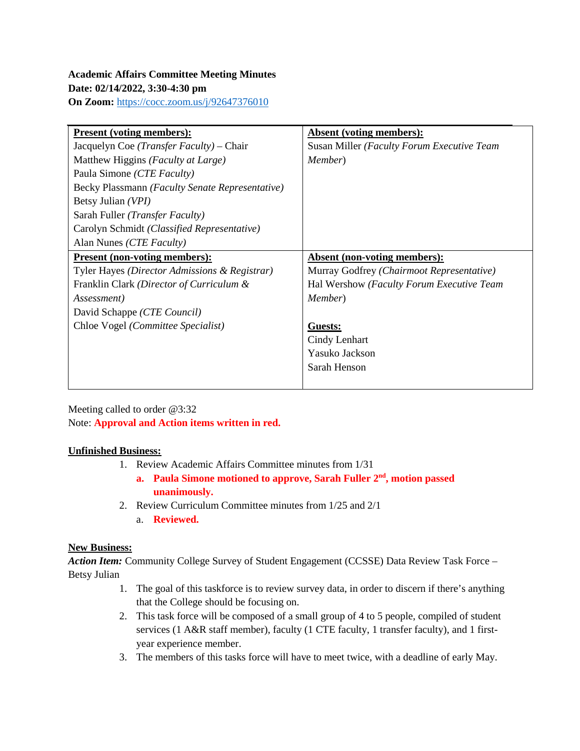**Academic Affairs Committee Meeting Minutes**
**Date: 02/14/2022, 3:30-4:30 pm**
**On Zoom:** https://cocc.zoom.us/j/92647376010

| **Present (voting members):** | **Absent (voting members):** |
|---|---|
| Jacquelyn Coe *(Transfer Faculty)* – Chair<br>Matthew Higgins *(Faculty at Large)*<br>Paula Simone *(CTE Faculty)*<br>Becky Plassmann *(Faculty Senate Representative)*<br>Betsy Julian *(VPI)*<br>Sarah Fuller *(Transfer Faculty)*<br>Carolyn Schmidt *(Classified Representative)*<br>Alan Nunes *(CTE Faculty)* | Susan Miller *(Faculty Forum Executive Team Member*) |
| **Present (non-voting members):** | **Absent (non-voting members):** |
| Tyler Hayes *(Director Admissions & Registrar)*<br>Franklin Clark *(Director of Curriculum & Assessment)*<br>David Schappe *(CTE Council)*<br>Chloe Vogel *(Committee Specialist)* | Murray Godfrey *(Chairmoot Representative)*<br>Hal Wershow *(Faculty Forum Executive Team Member*)<br><br>**Guests:**<br>Cindy Lenhart<br>Yasuko Jackson<br>Sarah Henson |

Meeting called to order @3:32
Note: **Approval and Action items written in red.**

**Unfinished Business:**

1. Review Academic Affairs Committee minutes from 1/31
   a. **Paula Simone motioned to approve, Sarah Fuller 2nd, motion passed unanimously.**
2. Review Curriculum Committee minutes from 1/25 and 2/1
   a. **Reviewed.**

**New Business:**
***Action Item:*** Community College Survey of Student Engagement (CCSSE) Data Review Task Force – Betsy Julian

1. The goal of this taskforce is to review survey data, in order to discern if there's anything that the College should be focusing on.
2. This task force will be composed of a small group of 4 to 5 people, compiled of student services (1 A&R staff member), faculty (1 CTE faculty, 1 transfer faculty), and 1 first-year experience member.
3. The members of this tasks force will have to meet twice, with a deadline of early May.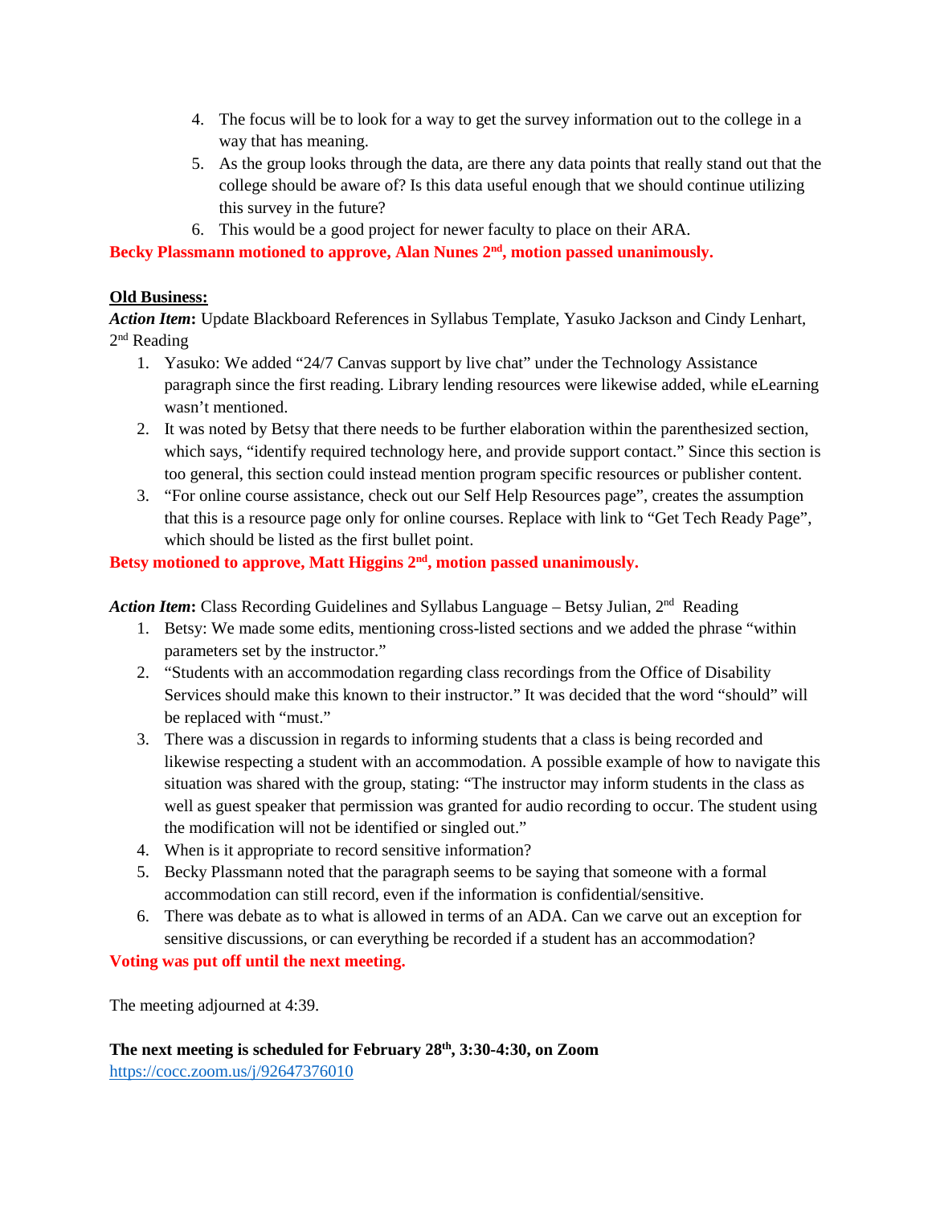4. The focus will be to look for a way to get the survey information out to the college in a way that has meaning.
5. As the group looks through the data, are there any data points that really stand out that the college should be aware of? Is this data useful enough that we should continue utilizing this survey in the future?
6. This would be a good project for newer faculty to place on their ARA.

**Becky Plassmann motioned to approve, Alan Nunes 2nd, motion passed unanimously.**

**Old Business:**

***Action Item*:** Update Blackboard References in Syllabus Template, Yasuko Jackson and Cindy Lenhart, 2nd Reading

1. Yasuko: We added "24/7 Canvas support by live chat" under the Technology Assistance paragraph since the first reading. Library lending resources were likewise added, while eLearning wasn't mentioned.
2. It was noted by Betsy that there needs to be further elaboration within the parenthesized section, which says, "identify required technology here, and provide support contact." Since this section is too general, this section could instead mention program specific resources or publisher content.
3. "For online course assistance, check out our Self Help Resources page", creates the assumption that this is a resource page only for online courses. Replace with link to "Get Tech Ready Page", which should be listed as the first bullet point.

**Betsy motioned to approve, Matt Higgins 2nd, motion passed unanimously.**

***Action Item*:** Class Recording Guidelines and Syllabus Language – Betsy Julian, 2nd Reading

1. Betsy: We made some edits, mentioning cross-listed sections and we added the phrase "within parameters set by the instructor."
2. "Students with an accommodation regarding class recordings from the Office of Disability Services should make this known to their instructor." It was decided that the word "should" will be replaced with "must."
3. There was a discussion in regards to informing students that a class is being recorded and likewise respecting a student with an accommodation. A possible example of how to navigate this situation was shared with the group, stating: "The instructor may inform students in the class as well as guest speaker that permission was granted for audio recording to occur. The student using the modification will not be identified or singled out."
4. When is it appropriate to record sensitive information?
5. Becky Plassmann noted that the paragraph seems to be saying that someone with a formal accommodation can still record, even if the information is confidential/sensitive.
6. There was debate as to what is allowed in terms of an ADA. Can we carve out an exception for sensitive discussions, or can everything be recorded if a student has an accommodation?

**Voting was put off until the next meeting.**

The meeting adjourned at 4:39.

**The next meeting is scheduled for February 28th, 3:30-4:30, on Zoom**

https://cocc.zoom.us/j/92647376010